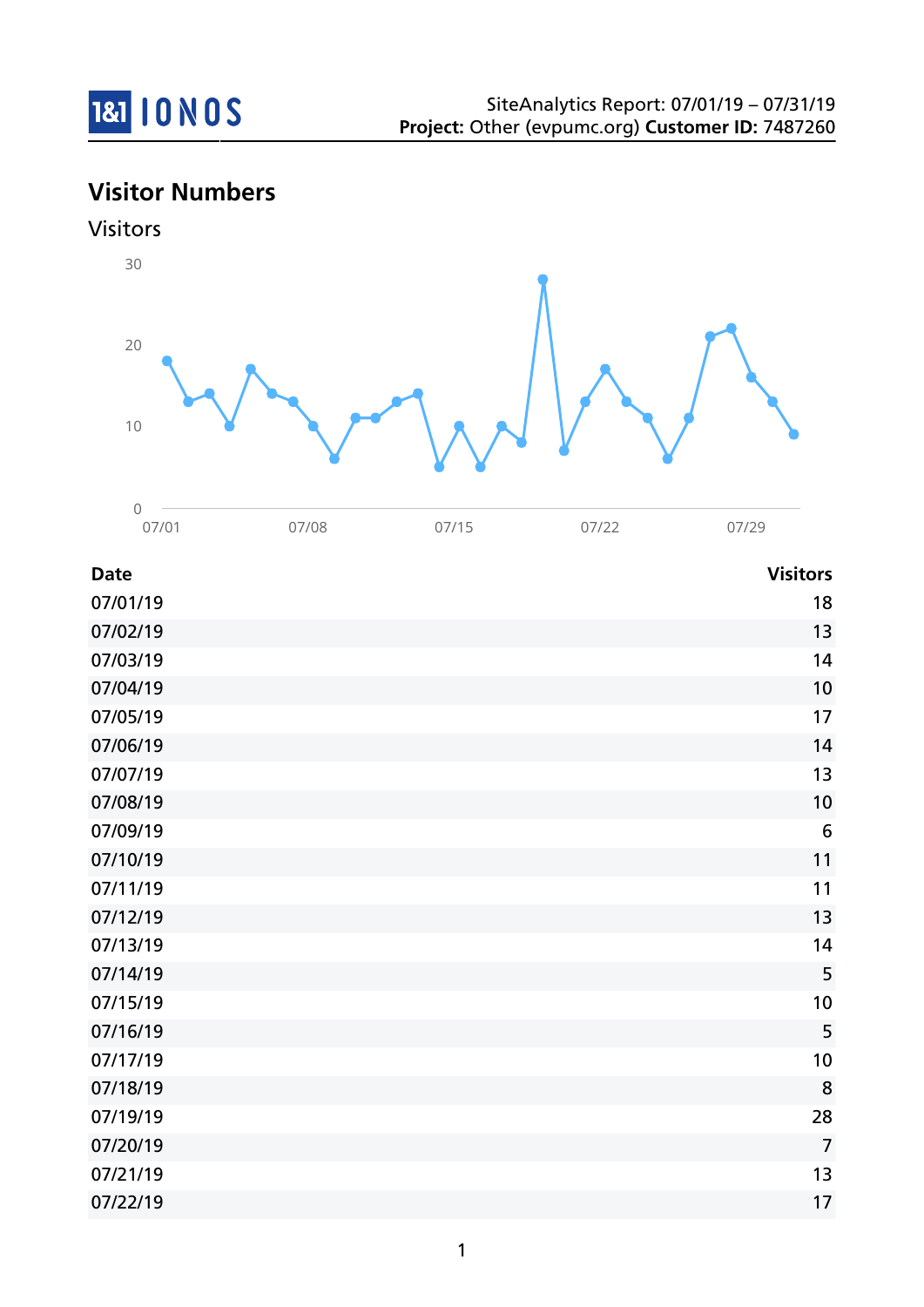SiteAnalytics Report: 07/01/19 – 07/31/19
**Project:** Other (evpumc.org) **Customer ID:** 7487260

## Visitor Numbers

### Visitors

| Date | Visitors |
|---|---|
| 07/01/19 | 18 |
| 07/02/19 | 13 |
| 07/03/19 | 14 |
| 07/04/19 | 10 |
| 07/05/19 | 17 |
| 07/06/19 | 14 |
| 07/07/19 | 13 |
| 07/08/19 | 10 |
| 07/09/19 | 6 |
| 07/10/19 | 11 |
| 07/11/19 | 11 |
| 07/12/19 | 13 |
| 07/13/19 | 14 |
| 07/14/19 | 5 |
| 07/15/19 | 10 |
| 07/16/19 | 5 |
| 07/17/19 | 10 |
| 07/18/19 | 8 |
| 07/19/19 | 28 |
| 07/20/19 | 7 |
| 07/21/19 | 13 |
| 07/22/19 | 17 |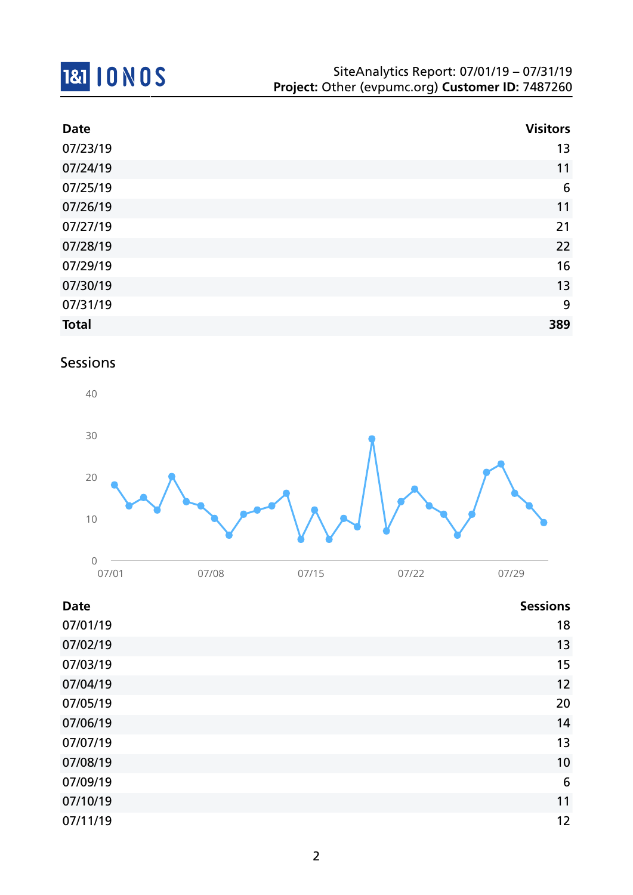| Date | Visitors |
|---|---|
| 07/23/19 | 13 |
| 07/24/19 | 11 |
| 07/25/19 | 6 |
| 07/26/19 | 11 |
| 07/27/19 | 21 |
| 07/28/19 | 22 |
| 07/29/19 | 16 |
| 07/30/19 | 13 |
| 07/31/19 | 9 |
| **Total** | **389** |

## Sessions

| Date | Sessions |
|---|---|
| 07/01/19 | 18 |
| 07/02/19 | 13 |
| 07/03/19 | 15 |
| 07/04/19 | 12 |
| 07/05/19 | 20 |
| 07/06/19 | 14 |
| 07/07/19 | 13 |
| 07/08/19 | 10 |
| 07/09/19 | 6 |
| 07/10/19 | 11 |
| 07/11/19 | 12 |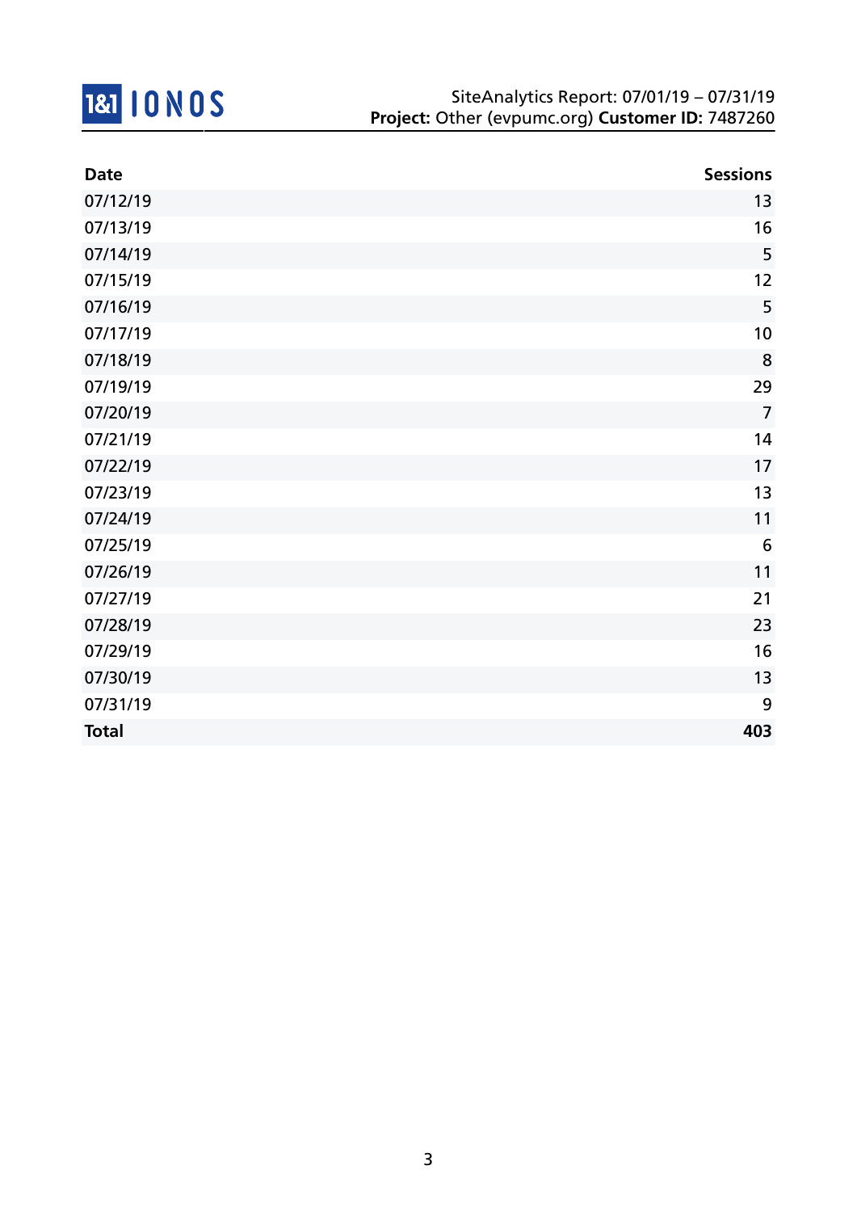| Date | Sessions |
|---|---|
| 07/12/19 | 13 |
| 07/13/19 | 16 |
| 07/14/19 | 5 |
| 07/15/19 | 12 |
| 07/16/19 | 5 |
| 07/17/19 | 10 |
| 07/18/19 | 8 |
| 07/19/19 | 29 |
| 07/20/19 | 7 |
| 07/21/19 | 14 |
| 07/22/19 | 17 |
| 07/23/19 | 13 |
| 07/24/19 | 11 |
| 07/25/19 | 6 |
| 07/26/19 | 11 |
| 07/27/19 | 21 |
| 07/28/19 | 23 |
| 07/29/19 | 16 |
| 07/30/19 | 13 |
| 07/31/19 | 9 |
| **Total** | **403** |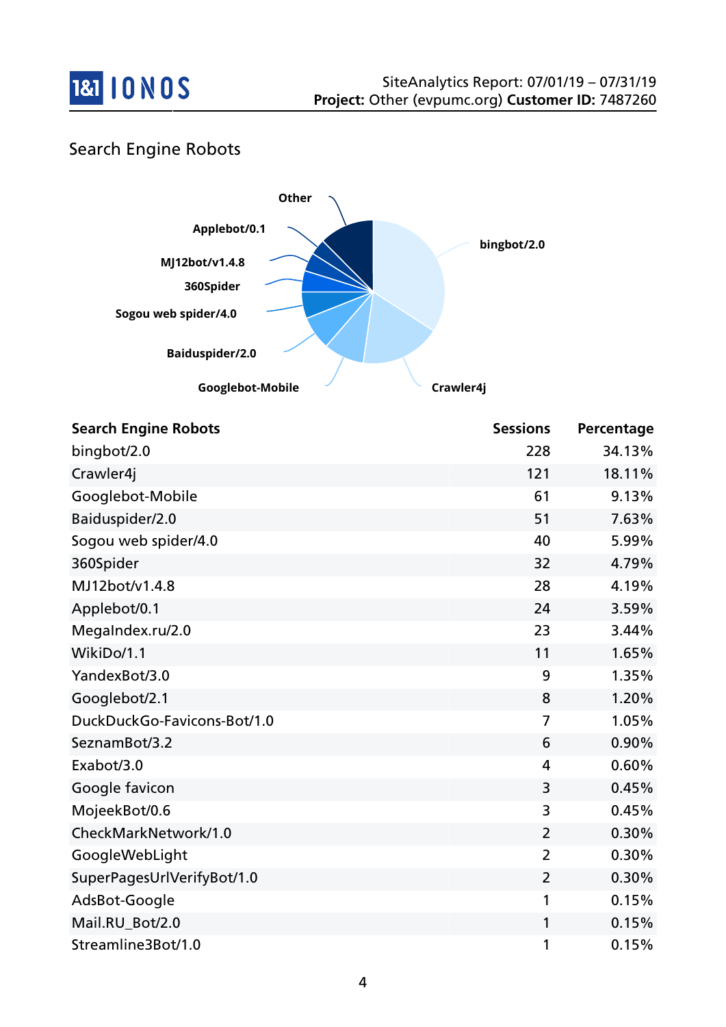## Search Engine Robots

| Search Engine Robots | Sessions | Percentage |
|---|---|---|
| bingbot/2.0 | 228 | 34.13% |
| Crawler4j | 121 | 18.11% |
| Googlebot-Mobile | 61 | 9.13% |
| Baiduspider/2.0 | 51 | 7.63% |
| Sogou web spider/4.0 | 40 | 5.99% |
| 360Spider | 32 | 4.79% |
| MJ12bot/v1.4.8 | 28 | 4.19% |
| Applebot/0.1 | 24 | 3.59% |
| MegaIndex.ru/2.0 | 23 | 3.44% |
| WikiDo/1.1 | 11 | 1.65% |
| YandexBot/3.0 | 9 | 1.35% |
| Googlebot/2.1 | 8 | 1.20% |
| DuckDuckGo-Favicons-Bot/1.0 | 7 | 1.05% |
| SeznamBot/3.2 | 6 | 0.90% |
| Exabot/3.0 | 4 | 0.60% |
| Google favicon | 3 | 0.45% |
| MojeekBot/0.6 | 3 | 0.45% |
| CheckMarkNetwork/1.0 | 2 | 0.30% |
| GoogleWebLight | 2 | 0.30% |
| SuperPagesUrlVerifyBot/1.0 | 2 | 0.30% |
| AdsBot-Google | 1 | 0.15% |
| Mail.RU_Bot/2.0 | 1 | 0.15% |
| Streamline3Bot/1.0 | 1 | 0.15% |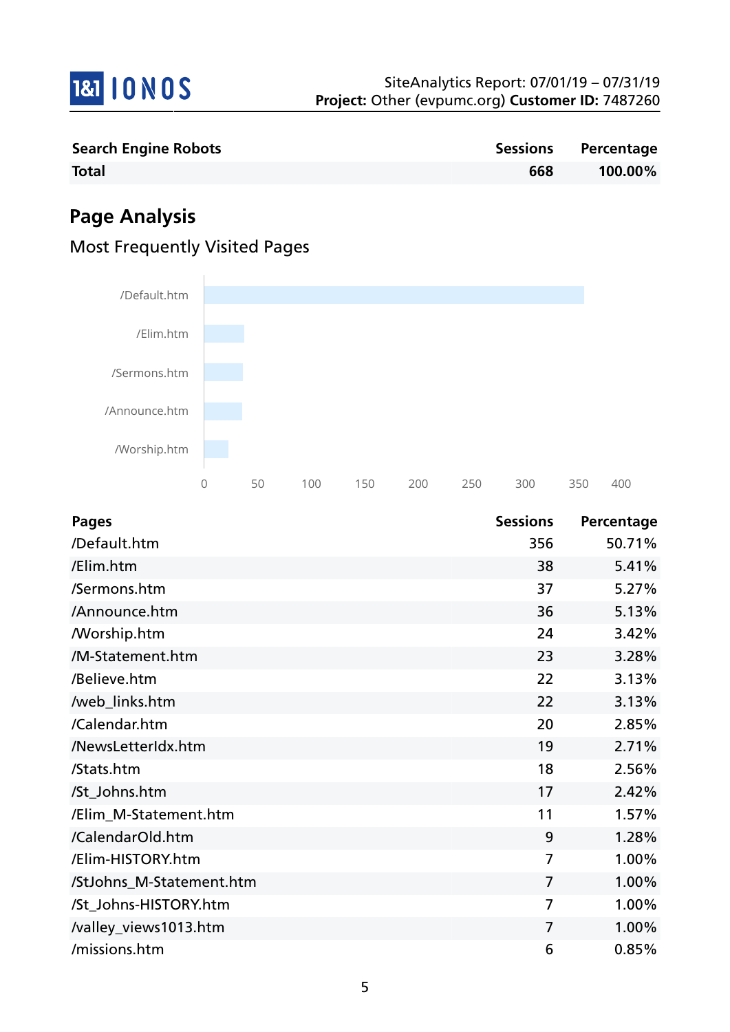| Search Engine Robots | Sessions | Percentage |
|---|---|---|
| **Total** | **668** | **100.00%** |

## Page Analysis

### Most Frequently Visited Pages

| Pages | Sessions | Percentage |
|---|---|---|
| /Default.htm | 356 | 50.71% |
| /Elim.htm | 38 | 5.41% |
| /Sermons.htm | 37 | 5.27% |
| /Announce.htm | 36 | 5.13% |
| /Worship.htm | 24 | 3.42% |
| /M-Statement.htm | 23 | 3.28% |
| /Believe.htm | 22 | 3.13% |
| /web_links.htm | 22 | 3.13% |
| /Calendar.htm | 20 | 2.85% |
| /NewsLetterIdx.htm | 19 | 2.71% |
| /Stats.htm | 18 | 2.56% |
| /St_Johns.htm | 17 | 2.42% |
| /Elim_M-Statement.htm | 11 | 1.57% |
| /CalendarOld.htm | 9 | 1.28% |
| /Elim-HISTORY.htm | 7 | 1.00% |
| /StJohns_M-Statement.htm | 7 | 1.00% |
| /St_Johns-HISTORY.htm | 7 | 1.00% |
| /valley_views1013.htm | 7 | 1.00% |
| /missions.htm | 6 | 0.85% |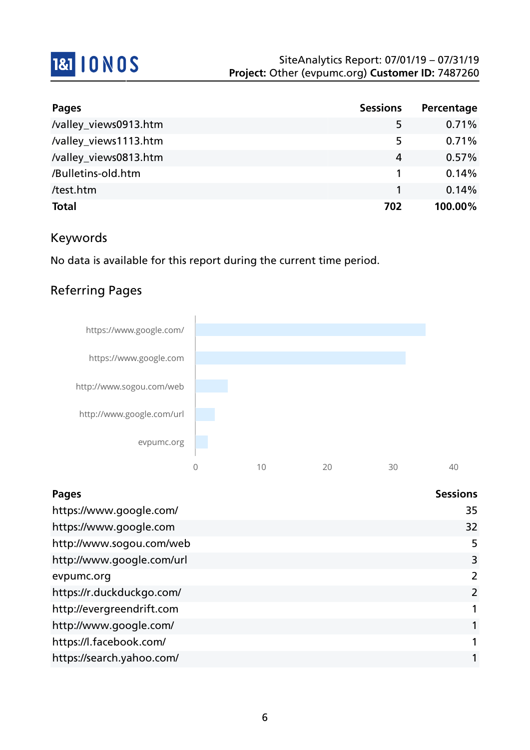| Pages | Sessions | Percentage |
|---|---|---|
| /valley_views0913.htm | 5 | 0.71% |
| /valley_views1113.htm | 5 | 0.71% |
| /valley_views0813.htm | 4 | 0.57% |
| /Bulletins-old.htm | 1 | 0.14% |
| /test.htm | 1 | 0.14% |
| **Total** | **702** | **100.00%** |

## Keywords

No data is available for this report during the current time period.

## Referring Pages

| Pages | Sessions |
|---|---|
| https://www.google.com/ | 35 |
| https://www.google.com | 32 |
| http://www.sogou.com/web | 5 |
| http://www.google.com/url | 3 |
| evpumc.org | 2 |
| https://r.duckduckgo.com/ | 2 |
| http://evergreendrift.com | 1 |
| http://www.google.com/ | 1 |
| https://l.facebook.com/ | 1 |
| https://search.yahoo.com/ | 1 |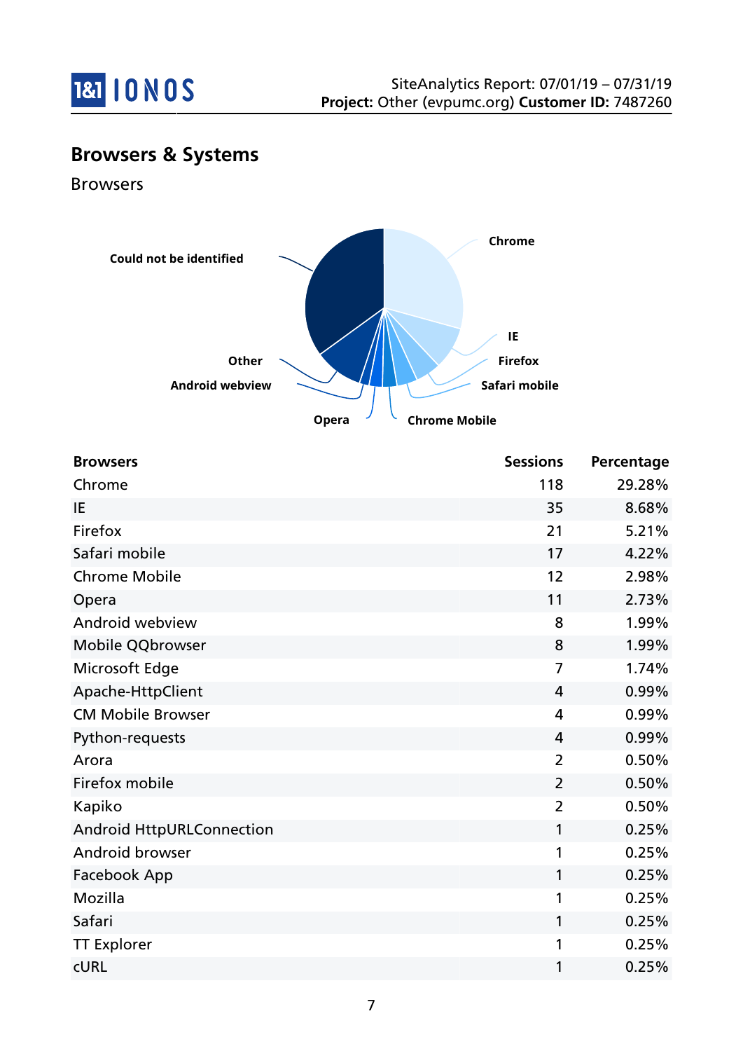## Browsers & Systems

### Browsers

| Browsers | Sessions | Percentage |
|---|---|---|
| Chrome | 118 | 29.28% |
| IE | 35 | 8.68% |
| Firefox | 21 | 5.21% |
| Safari mobile | 17 | 4.22% |
| Chrome Mobile | 12 | 2.98% |
| Opera | 11 | 2.73% |
| Android webview | 8 | 1.99% |
| Mobile QQbrowser | 8 | 1.99% |
| Microsoft Edge | 7 | 1.74% |
| Apache-HttpClient | 4 | 0.99% |
| CM Mobile Browser | 4 | 0.99% |
| Python-requests | 4 | 0.99% |
| Arora | 2 | 0.50% |
| Firefox mobile | 2 | 0.50% |
| Kapiko | 2 | 0.50% |
| Android HttpURLConnection | 1 | 0.25% |
| Android browser | 1 | 0.25% |
| Facebook App | 1 | 0.25% |
| Mozilla | 1 | 0.25% |
| Safari | 1 | 0.25% |
| TT Explorer | 1 | 0.25% |
| cURL | 1 | 0.25% |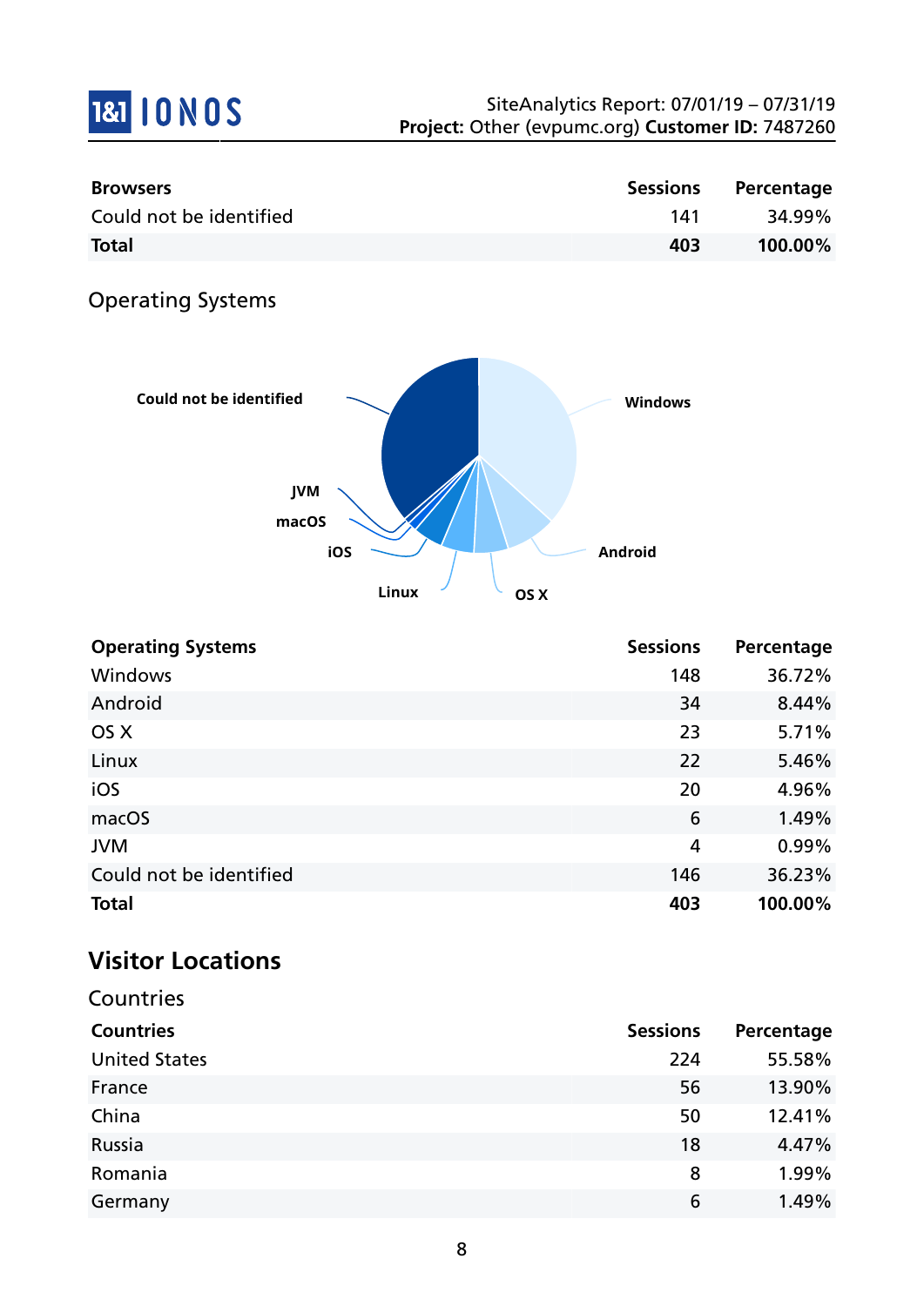| Browsers | Sessions | Percentage |
|---|---|---|
| Could not be identified | 141 | 34.99% |
| **Total** | **403** | **100.00%** |

Operating Systems

| Operating Systems | Sessions | Percentage |
|---|---|---|
| Windows | 148 | 36.72% |
| Android | 34 | 8.44% |
| OS X | 23 | 5.71% |
| Linux | 22 | 5.46% |
| iOS | 20 | 4.96% |
| macOS | 6 | 1.49% |
| JVM | 4 | 0.99% |
| Could not be identified | 146 | 36.23% |
| **Total** | **403** | **100.00%** |

## Visitor Locations

Countries

| Countries | Sessions | Percentage |
|---|---|---|
| United States | 224 | 55.58% |
| France | 56 | 13.90% |
| China | 50 | 12.41% |
| Russia | 18 | 4.47% |
| Romania | 8 | 1.99% |
| Germany | 6 | 1.49% |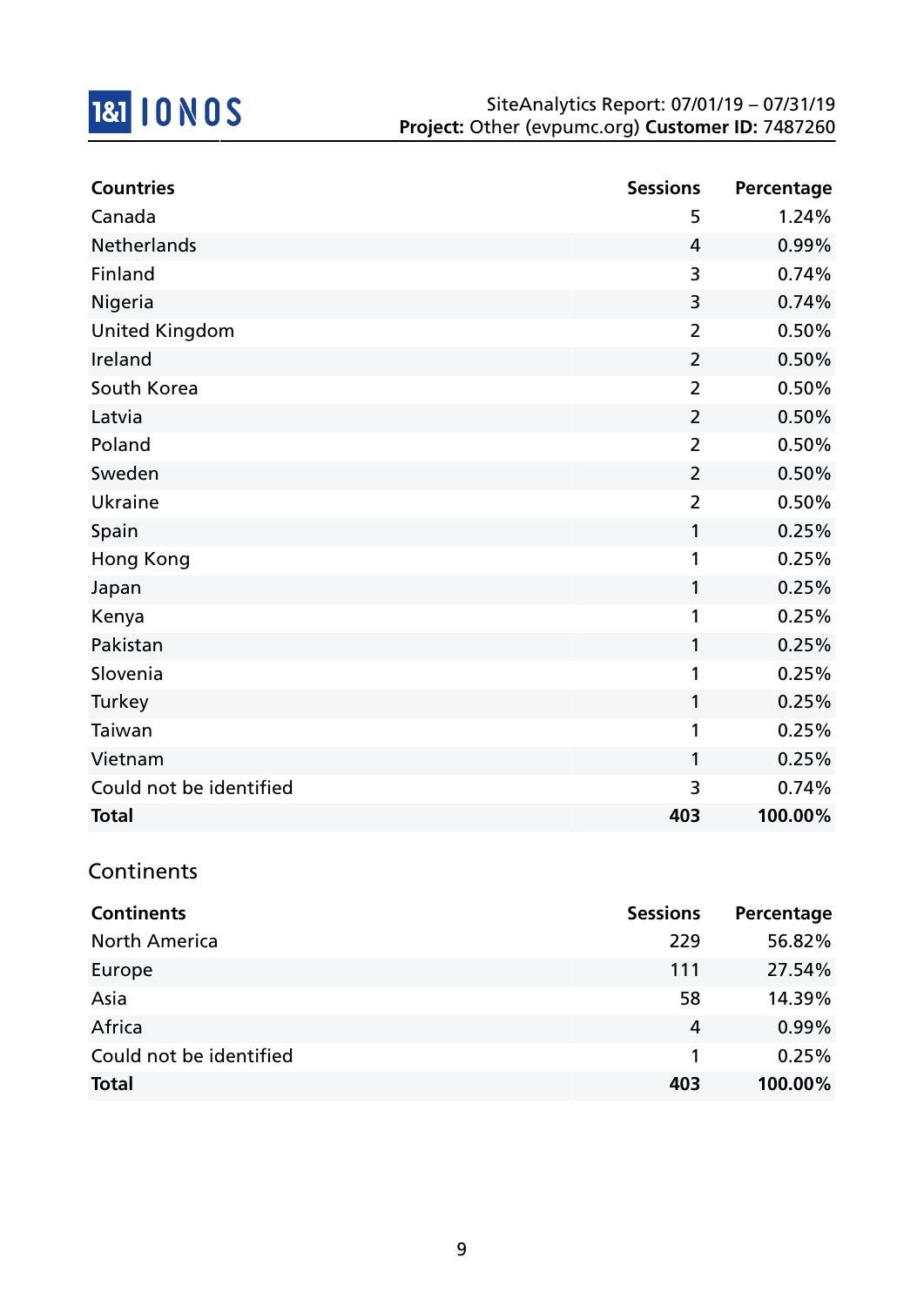| Countries | Sessions | Percentage |
|---|---|---|
| Canada | 5 | 1.24% |
| Netherlands | 4 | 0.99% |
| Finland | 3 | 0.74% |
| Nigeria | 3 | 0.74% |
| United Kingdom | 2 | 0.50% |
| Ireland | 2 | 0.50% |
| South Korea | 2 | 0.50% |
| Latvia | 2 | 0.50% |
| Poland | 2 | 0.50% |
| Sweden | 2 | 0.50% |
| Ukraine | 2 | 0.50% |
| Spain | 1 | 0.25% |
| Hong Kong | 1 | 0.25% |
| Japan | 1 | 0.25% |
| Kenya | 1 | 0.25% |
| Pakistan | 1 | 0.25% |
| Slovenia | 1 | 0.25% |
| Turkey | 1 | 0.25% |
| Taiwan | 1 | 0.25% |
| Vietnam | 1 | 0.25% |
| Could not be identified | 3 | 0.74% |
| **Total** | **403** | **100.00%** |

## Continents

| Continents | Sessions | Percentage |
|---|---|---|
| North America | 229 | 56.82% |
| Europe | 111 | 27.54% |
| Asia | 58 | 14.39% |
| Africa | 4 | 0.99% |
| Could not be identified | 1 | 0.25% |
| **Total** | **403** | **100.00%** |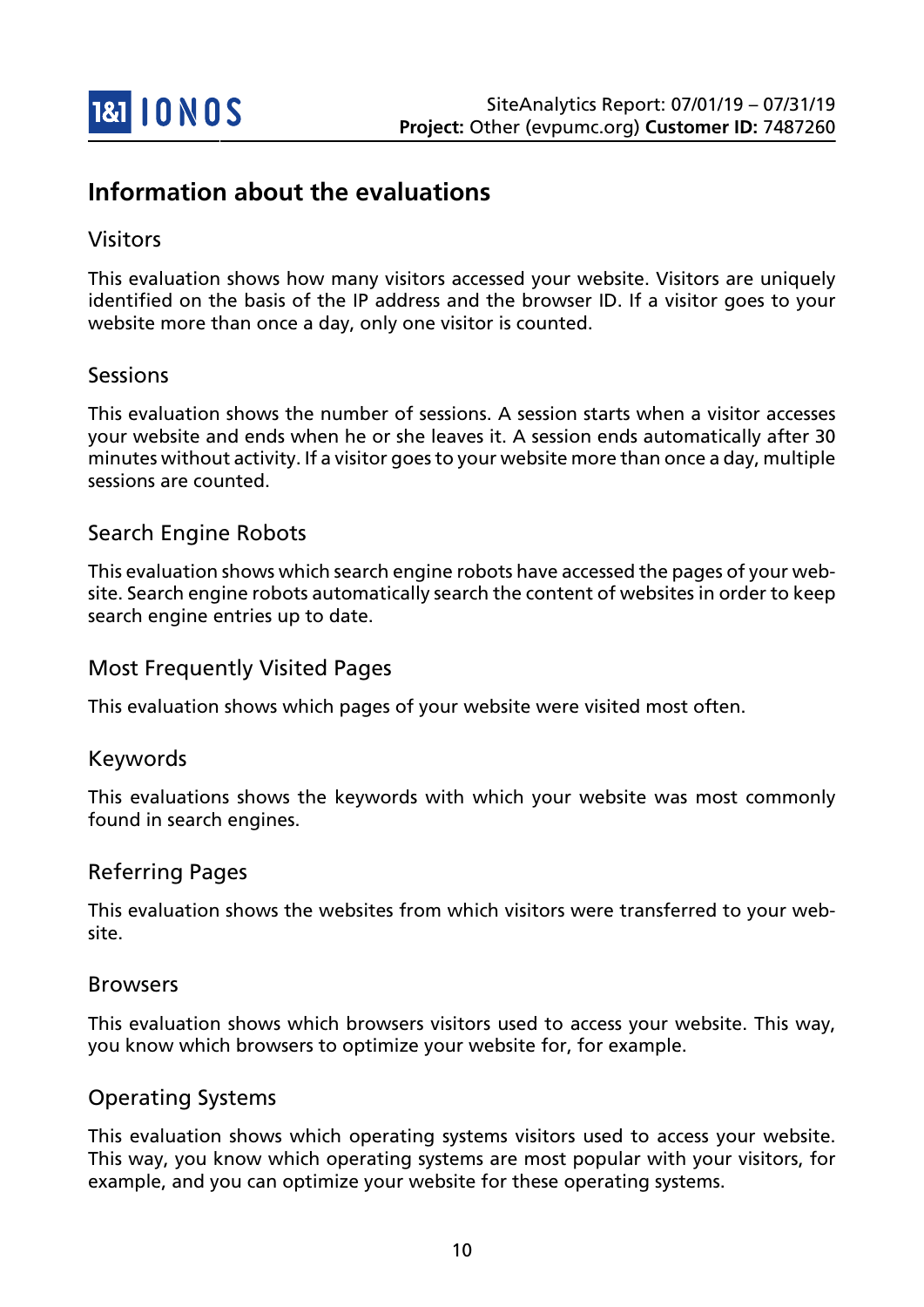# Information about the evaluations

## Visitors

This evaluation shows how many visitors accessed your website. Visitors are uniquely identified on the basis of the IP address and the browser ID. If a visitor goes to your website more than once a day, only one visitor is counted.

## Sessions

This evaluation shows the number of sessions. A session starts when a visitor accesses your website and ends when he or she leaves it. A session ends automatically after 30 minutes without activity. If a visitor goes to your website more than once a day, multiple sessions are counted.

## Search Engine Robots

This evaluation shows which search engine robots have accessed the pages of your website. Search engine robots automatically search the content of websites in order to keep search engine entries up to date.

## Most Frequently Visited Pages

This evaluation shows which pages of your website were visited most often.

## Keywords

This evaluations shows the keywords with which your website was most commonly found in search engines.

## Referring Pages

This evaluation shows the websites from which visitors were transferred to your website.

## Browsers

This evaluation shows which browsers visitors used to access your website. This way, you know which browsers to optimize your website for, for example.

## Operating Systems

This evaluation shows which operating systems visitors used to access your website. This way, you know which operating systems are most popular with your visitors, for example, and you can optimize your website for these operating systems.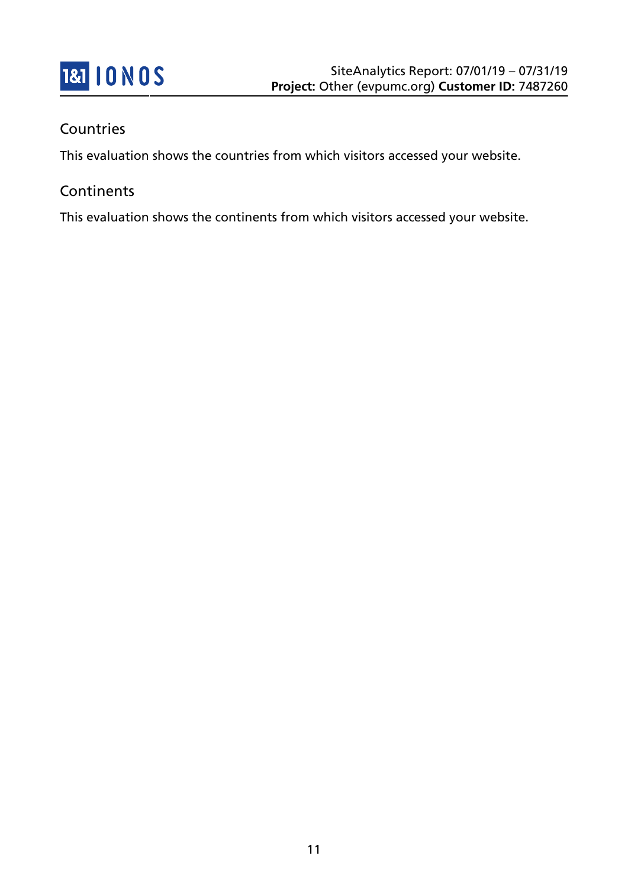## Countries

This evaluation shows the countries from which visitors accessed your website.

## Continents

This evaluation shows the continents from which visitors accessed your website.